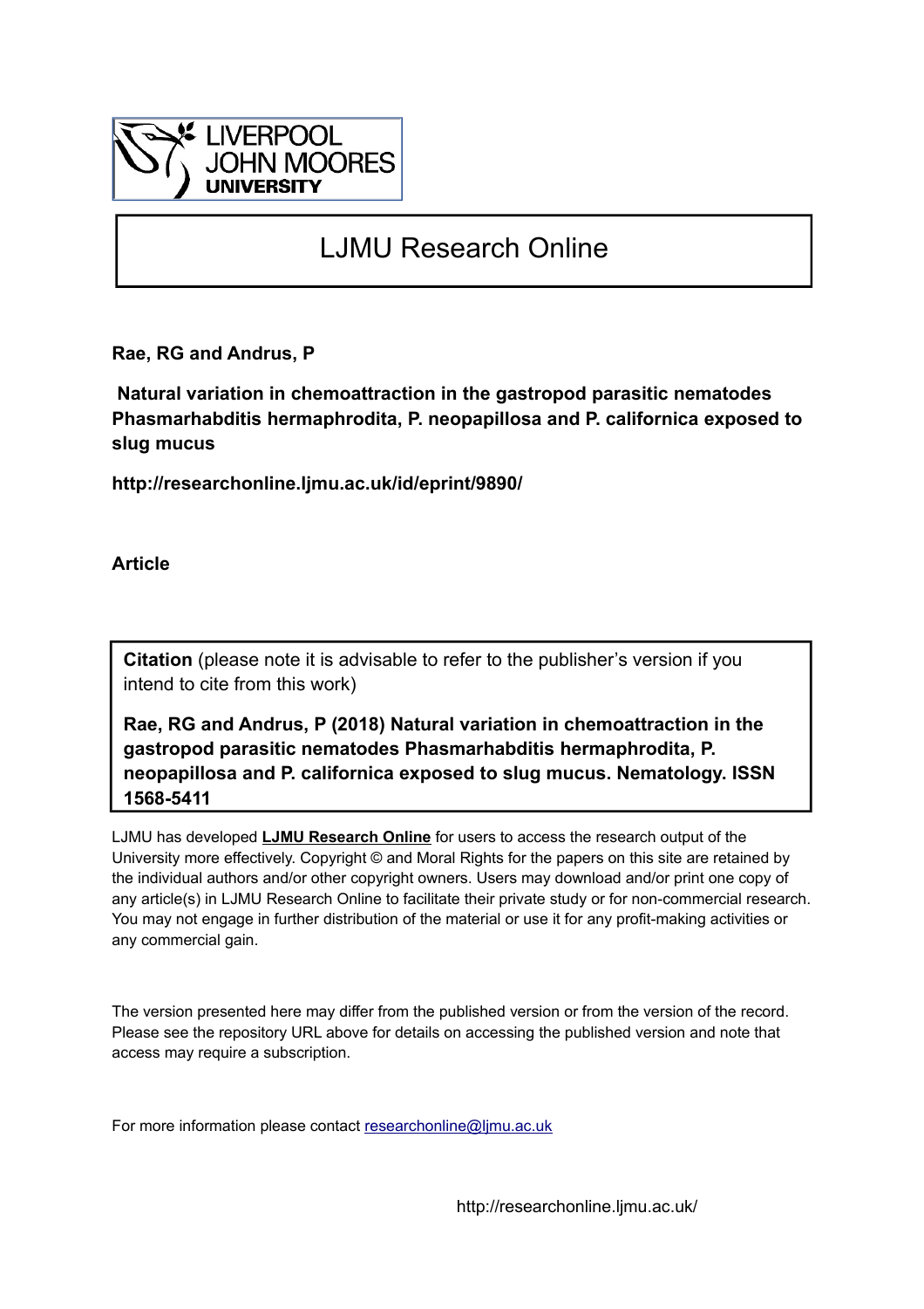LIVERPOOL JOHN MOORES UNIVERSITY

# LJMU Research Online

**Rae, RG and Andrus, P**

**Natural variation in chemoattraction in the gastropod parasitic nematodes *Phasmarhabditis hermaphrodita*, *P. neopapillosa* and *P. californica* exposed to slug mucus**

**http://researchonline.ljmu.ac.uk/id/eprint/9890/**

**Article**

**Citation** (please note it is advisable to refer to the publisher's version if you intend to cite from this work)

**Rae, RG and Andrus, P (2018) Natural variation in chemoattraction in the gastropod parasitic nematodes *Phasmarhabditis hermaphrodita*, *P. neopapillosa* and *P. californica* exposed to slug mucus. Nematology. ISSN 1568-5411**

LJMU has developed **LJMU Research Online** for users to access the research output of the University more effectively. Copyright © and Moral Rights for the papers on this site are retained by the individual authors and/or other copyright owners. Users may download and/or print one copy of any article(s) in LJMU Research Online to facilitate their private study or for non-commercial research. You may not engage in further distribution of the material or use it for any profit-making activities or any commercial gain.

The version presented here may differ from the published version or from the version of the record. Please see the repository URL above for details on accessing the published version and note that access may require a subscription.

For more information please contact researchonline@ljmu.ac.uk

http://researchonline.ljmu.ac.uk/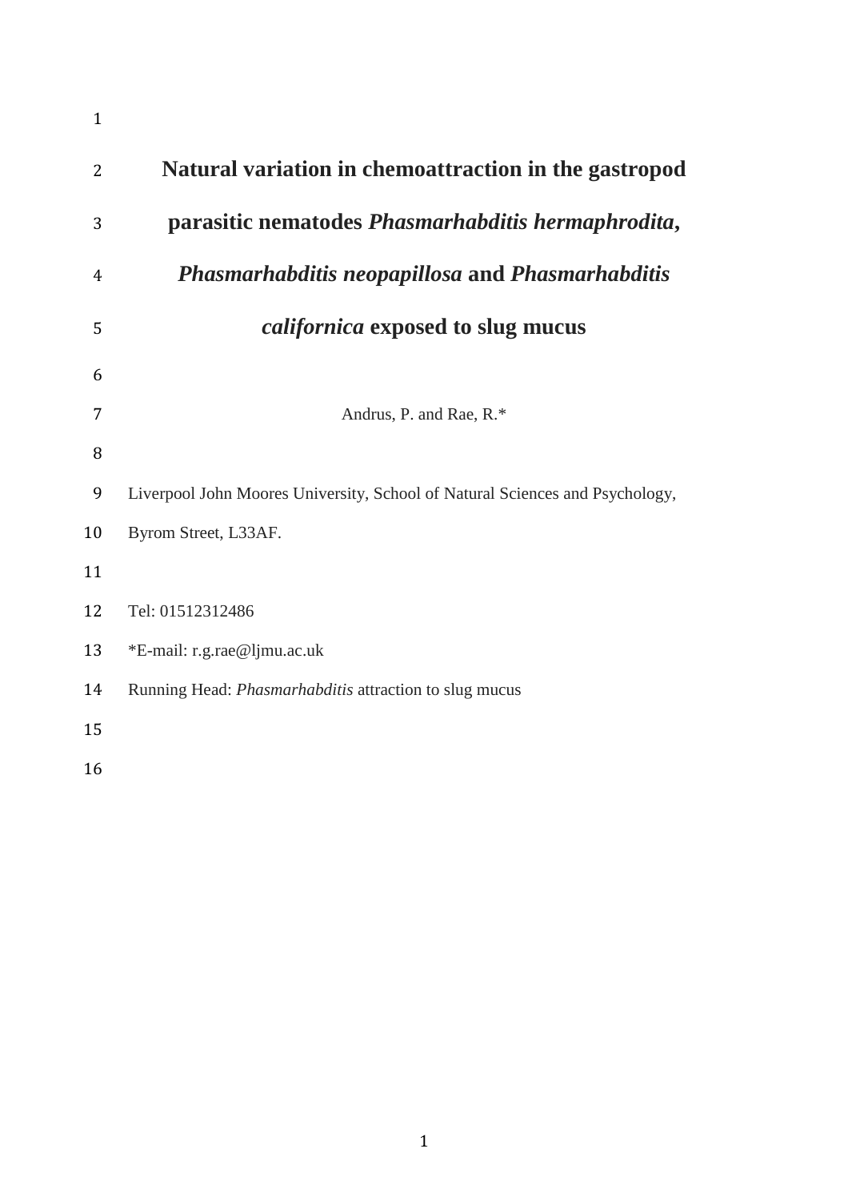# Natural variation in chemoattraction in the gastropod parasitic nematodes *Phasmarhabditis hermaphrodita*, *Phasmarhabditis neopapillosa* and *Phasmarhabditis californica* exposed to slug mucus

Andrus, P. and Rae, R.*

Liverpool John Moores University, School of Natural Sciences and Psychology, Byrom Street, L33AF.

Tel: 01512312486

*E-mail: r.g.rae@ljmu.ac.uk

Running Head: *Phasmarhabditis* attraction to slug mucus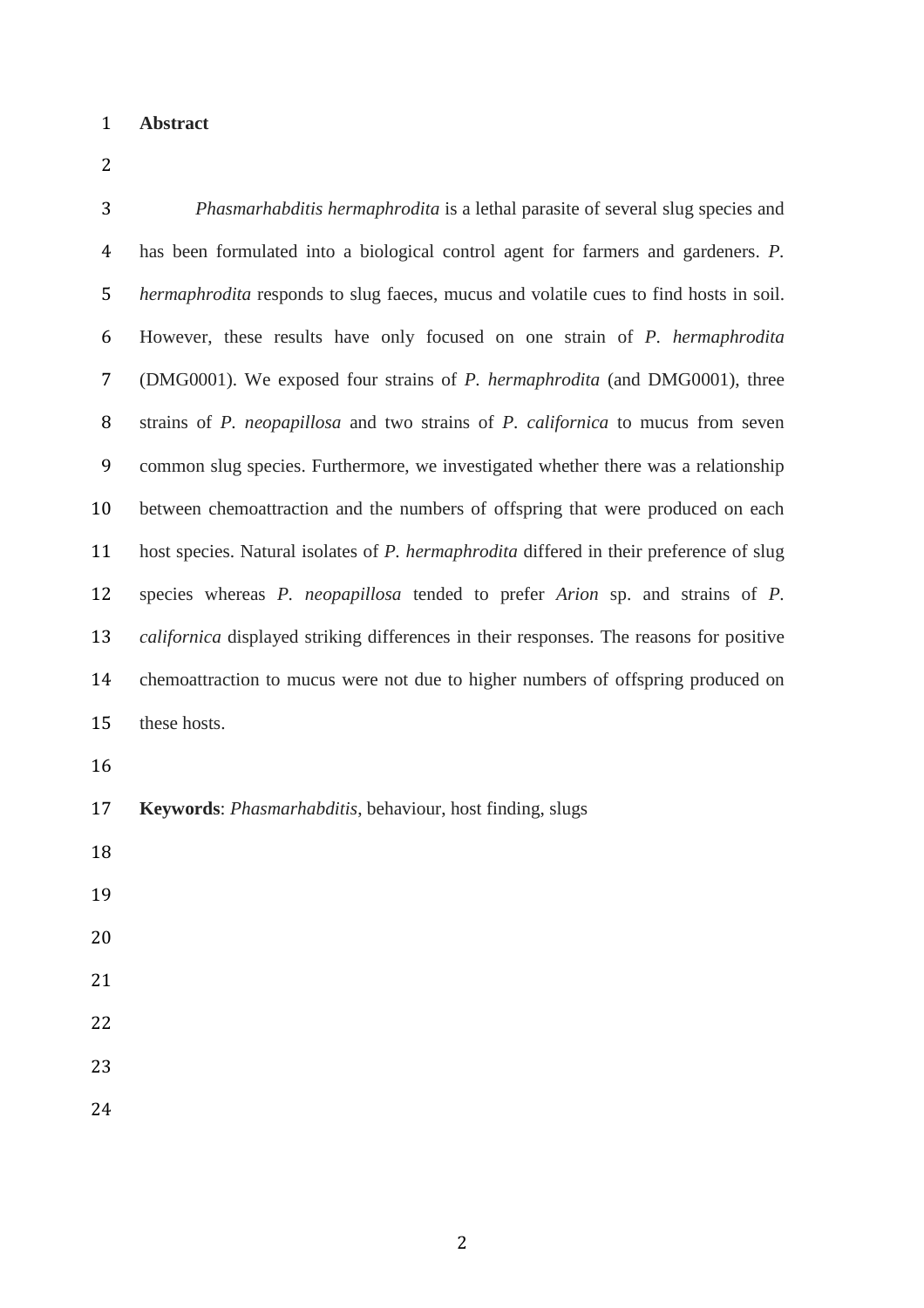**Abstract**

*Phasmarhabditis hermaphrodita* is a lethal parasite of several slug species and has been formulated into a biological control agent for farmers and gardeners. *P. hermaphrodita* responds to slug faeces, mucus and volatile cues to find hosts in soil. However, these results have only focused on one strain of *P. hermaphrodita* (DMG0001). We exposed four strains of *P. hermaphrodita* (and DMG0001), three strains of *P. neopapillosa* and two strains of *P. californica* to mucus from seven common slug species. Furthermore, we investigated whether there was a relationship between chemoattraction and the numbers of offspring that were produced on each host species. Natural isolates of *P. hermaphrodita* differed in their preference of slug species whereas *P. neopapillosa* tended to prefer *Arion* sp. and strains of *P. californica* displayed striking differences in their responses. The reasons for positive chemoattraction to mucus were not due to higher numbers of offspring produced on these hosts.

**Keywords**: *Phasmarhabditis*, behaviour, host finding, slugs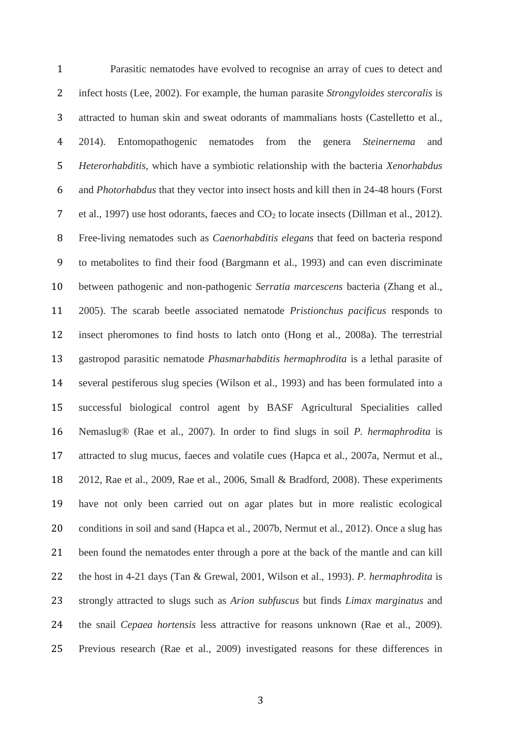Parasitic nematodes have evolved to recognise an array of cues to detect and infect hosts (Lee, 2002). For example, the human parasite *Strongyloides stercoralis* is attracted to human skin and sweat odorants of mammalians hosts (Castelletto et al., 2014). Entomopathogenic nematodes from the genera *Steinernema* and *Heterorhabditis*, which have a symbiotic relationship with the bacteria *Xenorhabdus* and *Photorhabdus* that they vector into insect hosts and kill then in 24-48 hours (Forst et al., 1997) use host odorants, faeces and $CO_2$ to locate insects (Dillman et al., 2012). Free-living nematodes such as *Caenorhabditis elegans* that feed on bacteria respond to metabolites to find their food (Bargmann et al., 1993) and can even discriminate between pathogenic and non-pathogenic *Serratia marcescens* bacteria (Zhang et al., 2005). The scarab beetle associated nematode *Pristionchus pacificus* responds to insect pheromones to find hosts to latch onto (Hong et al., 2008a). The terrestrial gastropod parasitic nematode *Phasmarhabditis hermaphrodita* is a lethal parasite of several pestiferous slug species (Wilson et al., 1993) and has been formulated into a successful biological control agent by BASF Agricultural Specialities called Nemaslug® (Rae et al., 2007). In order to find slugs in soil *P. hermaphrodita* is attracted to slug mucus, faeces and volatile cues (Hapca et al., 2007a, Nermut et al., 2012, Rae et al., 2009, Rae et al., 2006, Small & Bradford, 2008). These experiments have not only been carried out on agar plates but in more realistic ecological conditions in soil and sand (Hapca et al., 2007b, Nermut et al., 2012). Once a slug has been found the nematodes enter through a pore at the back of the mantle and can kill the host in 4-21 days (Tan & Grewal, 2001, Wilson et al., 1993). *P. hermaphrodita* is strongly attracted to slugs such as *Arion subfuscus* but finds *Limax marginatus* and the snail *Cepaea hortensis* less attractive for reasons unknown (Rae et al., 2009). Previous research (Rae et al., 2009) investigated reasons for these differences in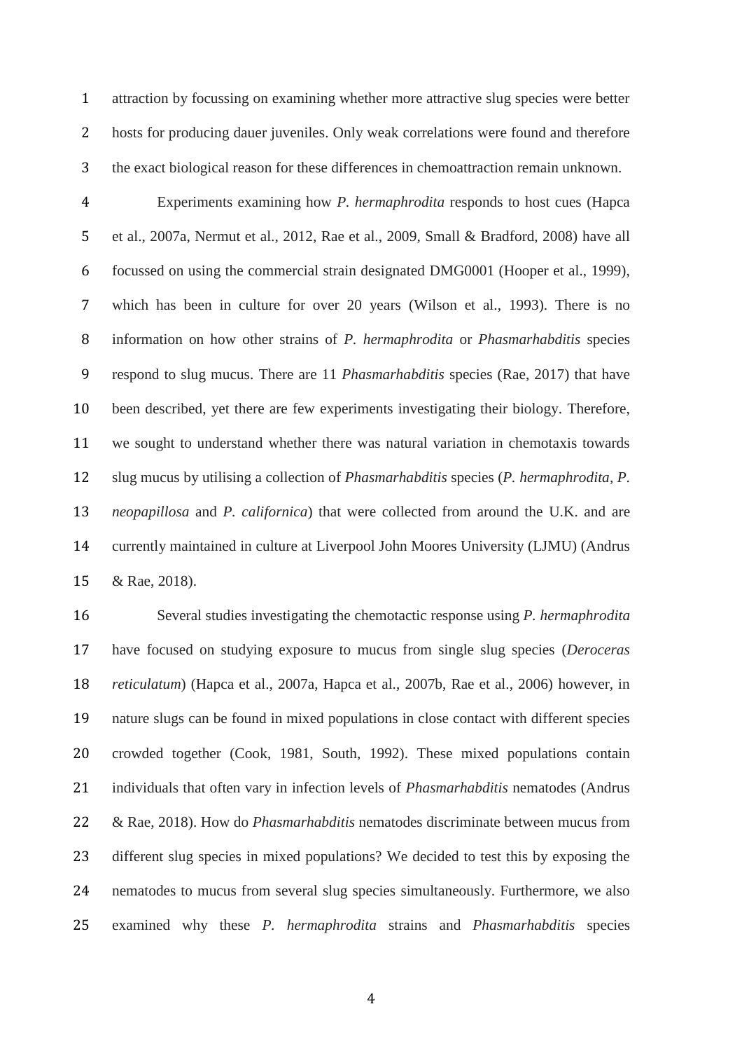attraction by focussing on examining whether more attractive slug species were better hosts for producing dauer juveniles. Only weak correlations were found and therefore the exact biological reason for these differences in chemoattraction remain unknown.

Experiments examining how *P. hermaphrodita* responds to host cues (Hapca et al., 2007a, Nermut et al., 2012, Rae et al., 2009, Small & Bradford, 2008) have all focussed on using the commercial strain designated DMG0001 (Hooper et al., 1999), which has been in culture for over 20 years (Wilson et al., 1993). There is no information on how other strains of *P. hermaphrodita* or *Phasmarhabditis* species respond to slug mucus. There are 11 *Phasmarhabditis* species (Rae, 2017) that have been described, yet there are few experiments investigating their biology. Therefore, we sought to understand whether there was natural variation in chemotaxis towards slug mucus by utilising a collection of *Phasmarhabditis* species (*P. hermaphrodita, P. neopapillosa* and *P. californica*) that were collected from around the U.K. and are currently maintained in culture at Liverpool John Moores University (LJMU) (Andrus & Rae, 2018).

Several studies investigating the chemotactic response using *P. hermaphrodita* have focused on studying exposure to mucus from single slug species (*Deroceras reticulatum*) (Hapca et al., 2007a, Hapca et al., 2007b, Rae et al., 2006) however, in nature slugs can be found in mixed populations in close contact with different species crowded together (Cook, 1981, South, 1992). These mixed populations contain individuals that often vary in infection levels of *Phasmarhabditis* nematodes (Andrus & Rae, 2018). How do *Phasmarhabditis* nematodes discriminate between mucus from different slug species in mixed populations? We decided to test this by exposing the nematodes to mucus from several slug species simultaneously. Furthermore, we also examined why these *P. hermaphrodita* strains and *Phasmarhabditis* species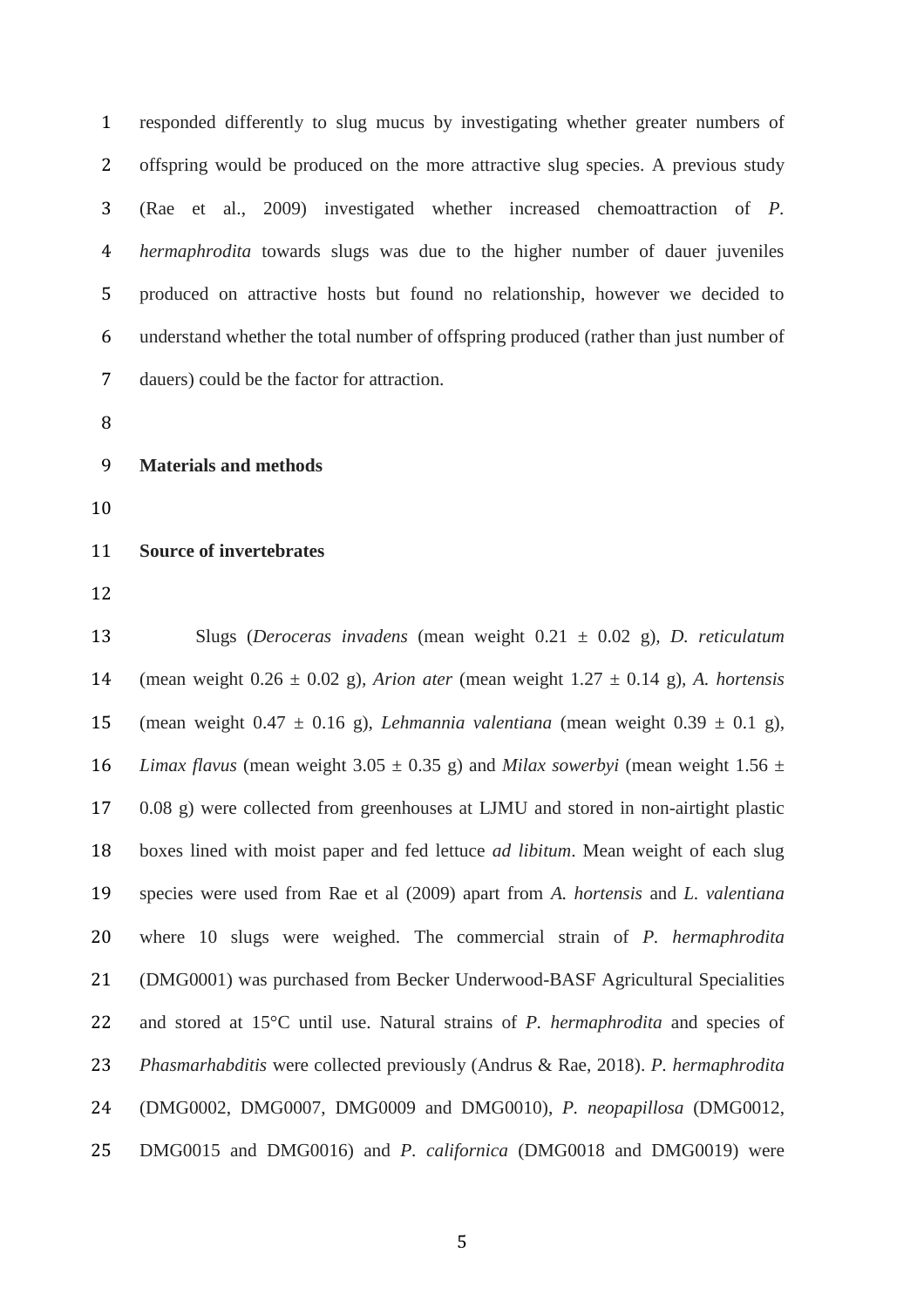responded differently to slug mucus by investigating whether greater numbers of offspring would be produced on the more attractive slug species. A previous study (Rae et al., 2009) investigated whether increased chemoattraction of *P. hermaphrodita* towards slugs was due to the higher number of dauer juveniles produced on attractive hosts but found no relationship, however we decided to understand whether the total number of offspring produced (rather than just number of dauers) could be the factor for attraction.

## Materials and methods

### Source of invertebrates

Slugs (*Deroceras invadens* (mean weight 0.21 ± 0.02 g), *D. reticulatum* (mean weight 0.26 ± 0.02 g), *Arion ater* (mean weight 1.27 ± 0.14 g), *A. hortensis* (mean weight 0.47 ± 0.16 g), *Lehmannia valentiana* (mean weight 0.39 ± 0.1 g), *Limax flavus* (mean weight 3.05 ± 0.35 g) and *Milax sowerbyi* (mean weight 1.56 ± 0.08 g) were collected from greenhouses at LJMU and stored in non-airtight plastic boxes lined with moist paper and fed lettuce *ad libitum*. Mean weight of each slug species were used from Rae et al (2009) apart from *A. hortensis* and *L. valentiana* where 10 slugs were weighed. The commercial strain of *P. hermaphrodita* (DMG0001) was purchased from Becker Underwood-BASF Agricultural Specialities and stored at 15°C until use. Natural strains of *P. hermaphrodita* and species of *Phasmarhabditis* were collected previously (Andrus & Rae, 2018). *P. hermaphrodita* (DMG0002, DMG0007, DMG0009 and DMG0010), *P. neopapillosa* (DMG0012, DMG0015 and DMG0016) and *P. californica* (DMG0018 and DMG0019) were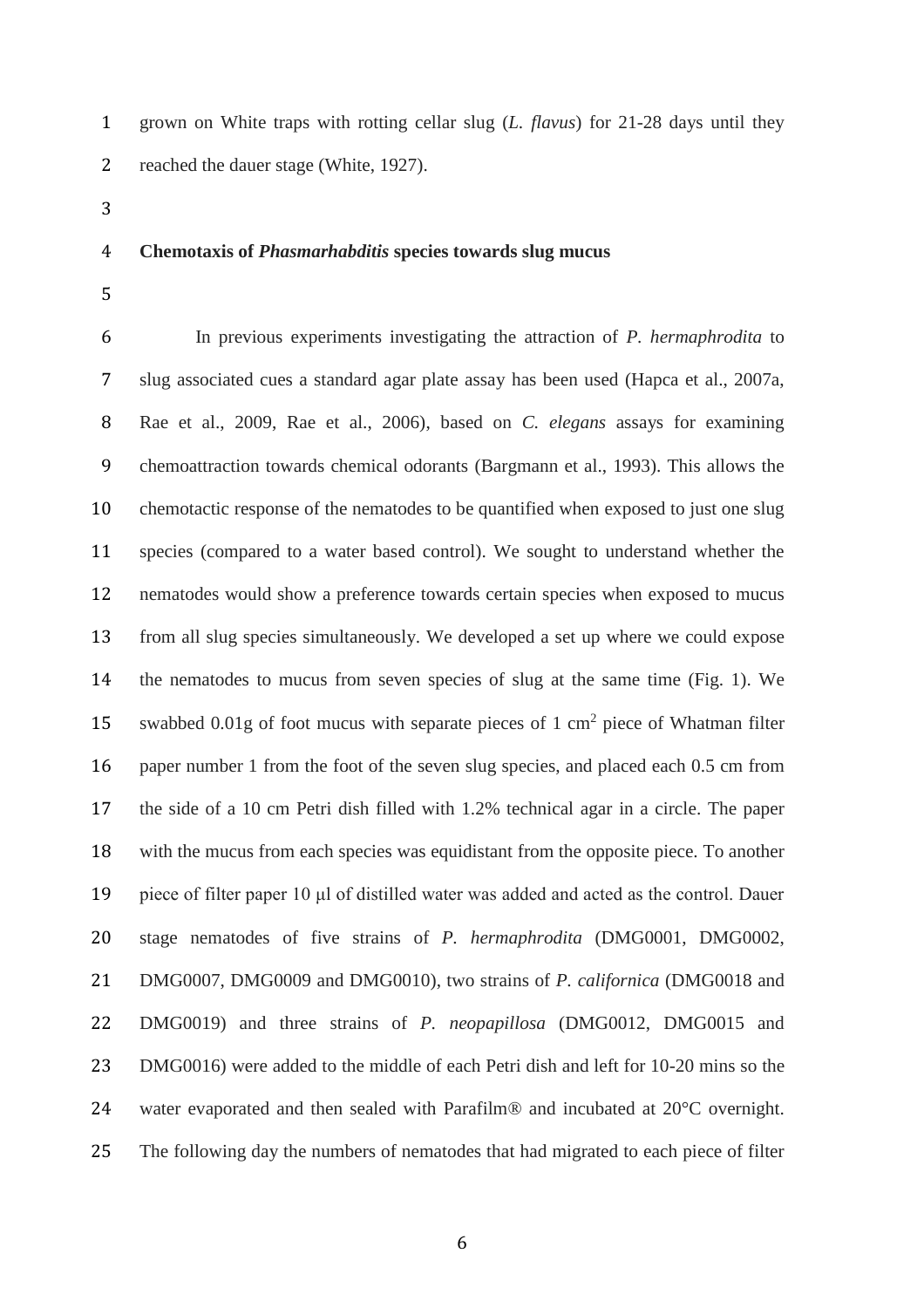grown on White traps with rotting cellar slug (*L. flavus*) for 21-28 days until they reached the dauer stage (White, 1927).

**Chemotaxis of *Phasmarhabditis* species towards slug mucus**

In previous experiments investigating the attraction of *P. hermaphrodita* to slug associated cues a standard agar plate assay has been used (Hapca et al., 2007a, Rae et al., 2009, Rae et al., 2006), based on *C. elegans* assays for examining chemoattraction towards chemical odorants (Bargmann et al., 1993). This allows the chemotactic response of the nematodes to be quantified when exposed to just one slug species (compared to a water based control). We sought to understand whether the nematodes would show a preference towards certain species when exposed to mucus from all slug species simultaneously. We developed a set up where we could expose the nematodes to mucus from seven species of slug at the same time (Fig. 1). We swabbed 0.01g of foot mucus with separate pieces of 1 $cm^2$ piece of Whatman filter paper number 1 from the foot of the seven slug species, and placed each 0.5 cm from the side of a 10 cm Petri dish filled with 1.2% technical agar in a circle. The paper with the mucus from each species was equidistant from the opposite piece. To another piece of filter paper 10 μl of distilled water was added and acted as the control. Dauer stage nematodes of five strains of *P. hermaphrodita* (DMG0001, DMG0002, DMG0007, DMG0009 and DMG0010), two strains of *P. californica* (DMG0018 and DMG0019) and three strains of *P. neopapillosa* (DMG0012, DMG0015 and DMG0016) were added to the middle of each Petri dish and left for 10-20 mins so the water evaporated and then sealed with Parafilm® and incubated at 20°C overnight. The following day the numbers of nematodes that had migrated to each piece of filter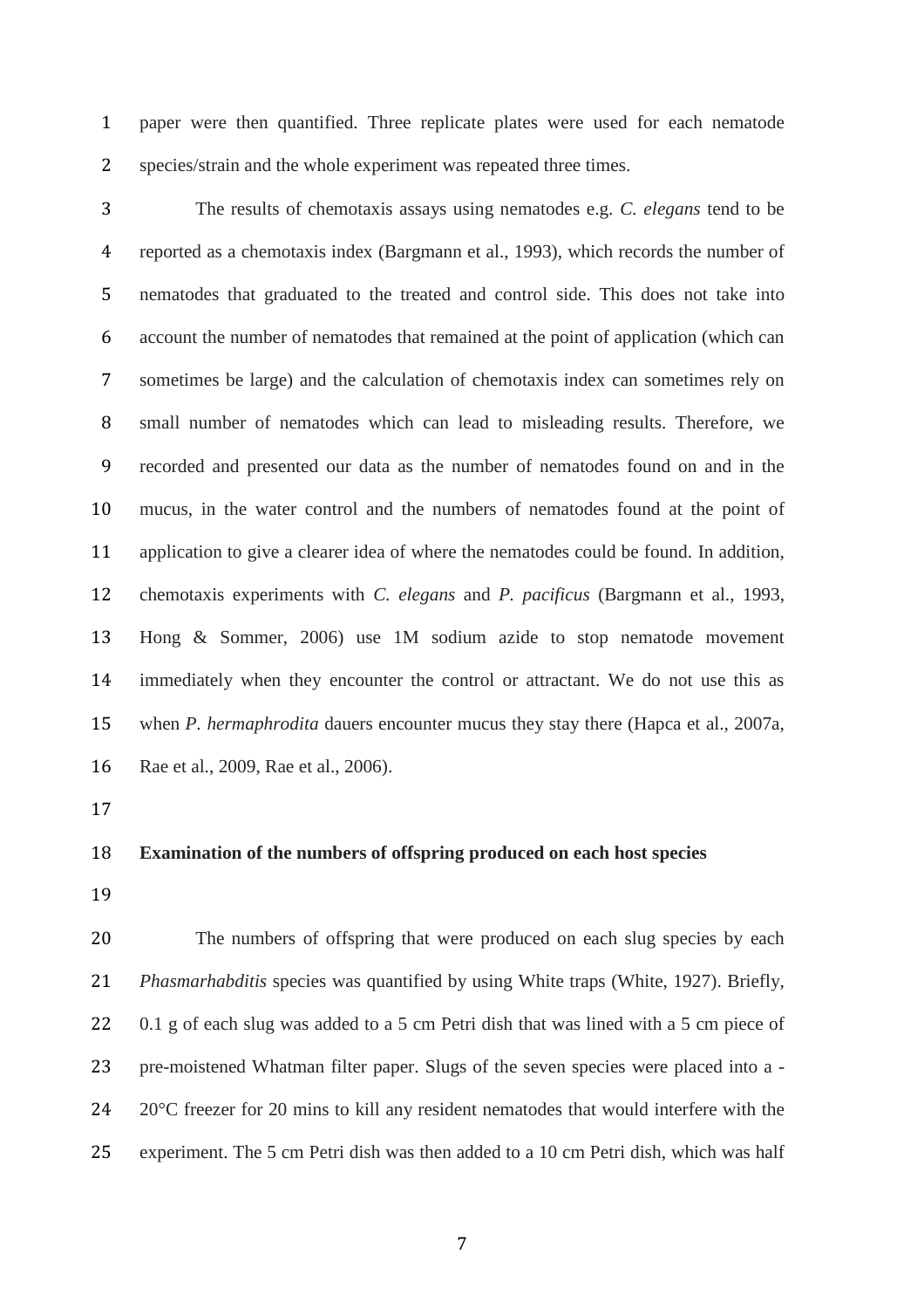paper were then quantified. Three replicate plates were used for each nematode species/strain and the whole experiment was repeated three times.

The results of chemotaxis assays using nematodes e.g. *C. elegans* tend to be reported as a chemotaxis index (Bargmann et al., 1993), which records the number of nematodes that graduated to the treated and control side. This does not take into account the number of nematodes that remained at the point of application (which can sometimes be large) and the calculation of chemotaxis index can sometimes rely on small number of nematodes which can lead to misleading results. Therefore, we recorded and presented our data as the number of nematodes found on and in the mucus, in the water control and the numbers of nematodes found at the point of application to give a clearer idea of where the nematodes could be found. In addition, chemotaxis experiments with *C. elegans* and *P. pacificus* (Bargmann et al., 1993, Hong & Sommer, 2006) use 1M sodium azide to stop nematode movement immediately when they encounter the control or attractant. We do not use this as when *P. hermaphrodita* dauers encounter mucus they stay there (Hapca et al., 2007a, Rae et al., 2009, Rae et al., 2006).

**Examination of the numbers of offspring produced on each host species**

The numbers of offspring that were produced on each slug species by each *Phasmarhabditis* species was quantified by using White traps (White, 1927). Briefly, 0.1 g of each slug was added to a 5 cm Petri dish that was lined with a 5 cm piece of pre-moistened Whatman filter paper. Slugs of the seven species were placed into a -20°C freezer for 20 mins to kill any resident nematodes that would interfere with the experiment. The 5 cm Petri dish was then added to a 10 cm Petri dish, which was half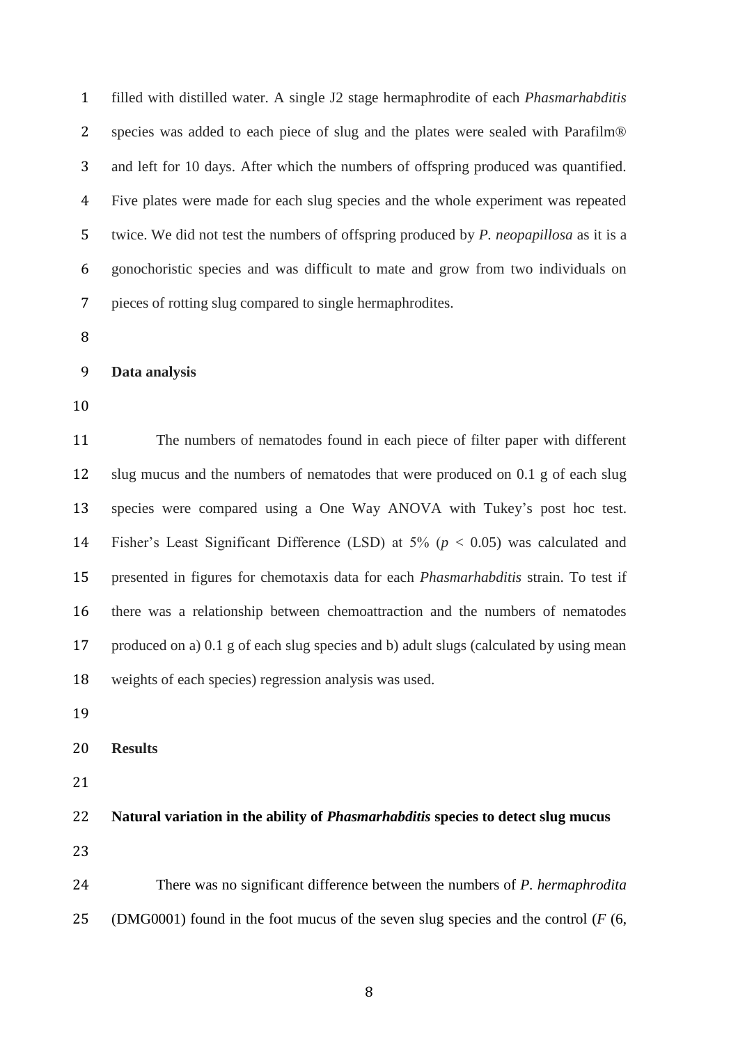filled with distilled water. A single J2 stage hermaphrodite of each *Phasmarhabditis* species was added to each piece of slug and the plates were sealed with Parafilm® and left for 10 days. After which the numbers of offspring produced was quantified. Five plates were made for each slug species and the whole experiment was repeated twice. We did not test the numbers of offspring produced by *P. neopapillosa* as it is a gonochoristic species and was difficult to mate and grow from two individuals on pieces of rotting slug compared to single hermaphrodites.

### Data analysis

The numbers of nematodes found in each piece of filter paper with different slug mucus and the numbers of nematodes that were produced on 0.1 g of each slug species were compared using a One Way ANOVA with Tukey's post hoc test. Fisher's Least Significant Difference (LSD) at 5% ($p < 0.05$) was calculated and presented in figures for chemotaxis data for each *Phasmarhabditis* strain. To test if there was a relationship between chemoattraction and the numbers of nematodes produced on a) 0.1 g of each slug species and b) adult slugs (calculated by using mean weights of each species) regression analysis was used.

## Results

### Natural variation in the ability of *Phasmarhabditis* species to detect slug mucus

There was no significant difference between the numbers of *P. hermaphrodita* (DMG0001) found in the foot mucus of the seven slug species and the control (*F* (6,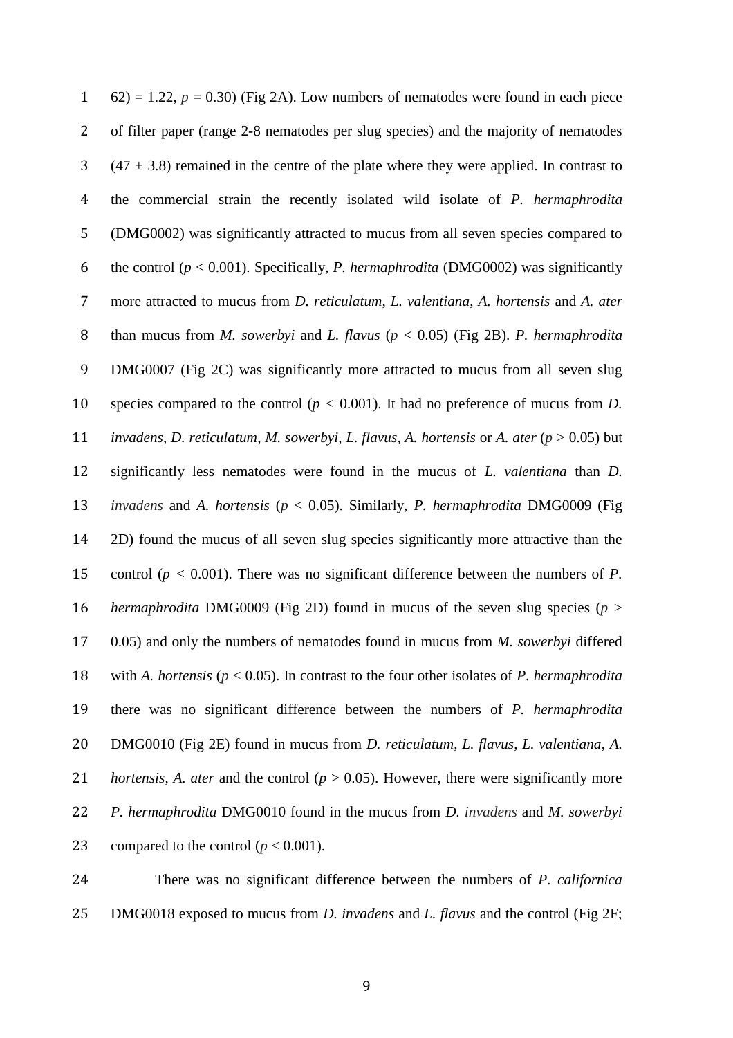62) = 1.22, $p = 0.30$) (Fig 2A). Low numbers of nematodes were found in each piece of filter paper (range 2-8 nematodes per slug species) and the majority of nematodes ($47 \pm 3.8$) remained in the centre of the plate where they were applied. In contrast to the commercial strain the recently isolated wild isolate of *P. hermaphrodita* (DMG0002) was significantly attracted to mucus from all seven species compared to the control ($p < 0.001$). Specifically, *P. hermaphrodita* (DMG0002) was significantly more attracted to mucus from *D. reticulatum*, *L. valentiana*, *A. hortensis* and *A. ater* than mucus from *M. sowerbyi* and *L. flavus* ($p < 0.05$) (Fig 2B). *P. hermaphrodita* DMG0007 (Fig 2C) was significantly more attracted to mucus from all seven slug species compared to the control ($p < 0.001$). It had no preference of mucus from *D. invadens*, *D. reticulatum*, *M. sowerbyi*, *L. flavus*, *A. hortensis* or *A. ater* ($p > 0.05$) but significantly less nematodes were found in the mucus of *L. valentiana* than *D. invadens* and *A. hortensis* ($p < 0.05$). Similarly, *P. hermaphrodita* DMG0009 (Fig 2D) found the mucus of all seven slug species significantly more attractive than the control ($p < 0.001$). There was no significant difference between the numbers of *P. hermaphrodita* DMG0009 (Fig 2D) found in mucus of the seven slug species ($p > 0.05$) and only the numbers of nematodes found in mucus from *M. sowerbyi* differed with *A. hortensis* ($p < 0.05$). In contrast to the four other isolates of *P. hermaphrodita* there was no significant difference between the numbers of *P. hermaphrodita* DMG0010 (Fig 2E) found in mucus from *D. reticulatum*, *L. flavus*, *L. valentiana*, *A. hortensis*, *A. ater* and the control ($p > 0.05$). However, there were significantly more *P. hermaphrodita* DMG0010 found in the mucus from *D. invadens* and *M. sowerbyi* compared to the control ($p < 0.001$).

There was no significant difference between the numbers of *P. californica* DMG0018 exposed to mucus from *D. invadens* and *L. flavus* and the control (Fig 2F;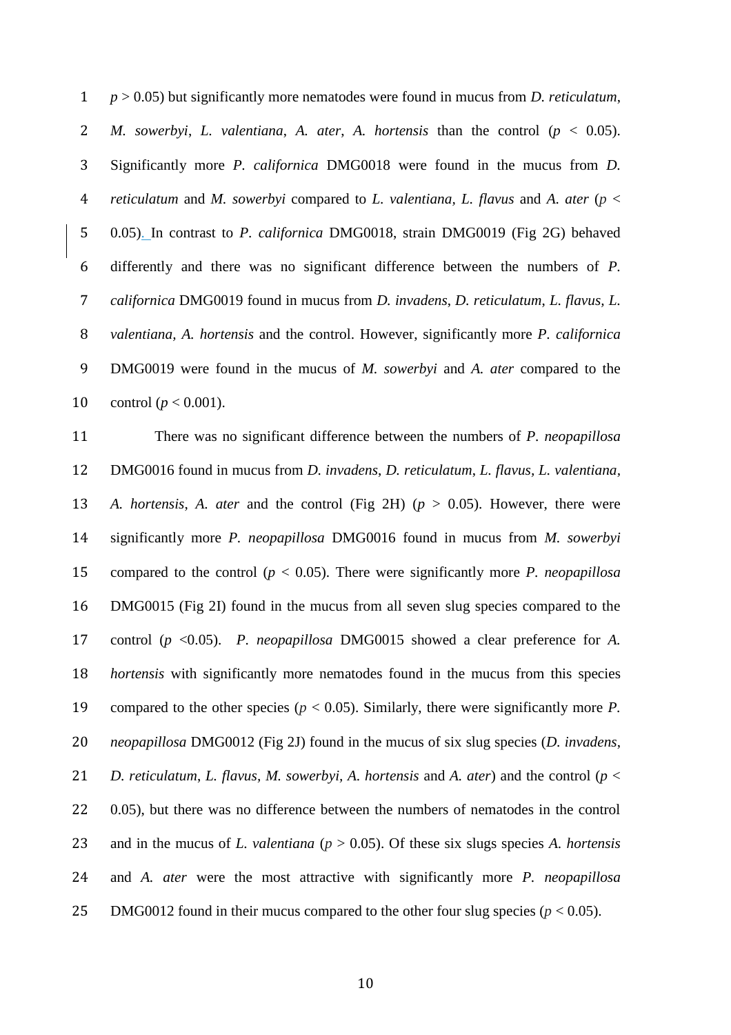$p > 0.05$) but significantly more nematodes were found in mucus from *D. reticulatum*, *M. sowerbyi*, *L. valentiana*, *A. ater*, *A. hortensis* than the control ($p < 0.05$). Significantly more *P. californica* DMG0018 were found in the mucus from *D. reticulatum* and *M. sowerbyi* compared to *L. valentiana*, *L. flavus* and *A. ater* ($p < 0.05$). In contrast to *P. californica* DMG0018, strain DMG0019 (Fig 2G) behaved differently and there was no significant difference between the numbers of *P. californica* DMG0019 found in mucus from *D. invadens*, *D. reticulatum*, *L. flavus, L. valentiana*, *A. hortensis* and the control. However, significantly more *P. californica* DMG0019 were found in the mucus of *M. sowerbyi* and *A. ater* compared to the control ($p < 0.001$).

There was no significant difference between the numbers of *P. neopapillosa* DMG0016 found in mucus from *D. invadens*, *D. reticulatum*, *L. flavus, L. valentiana*, *A. hortensis*, *A. ater* and the control (Fig 2H) ($p > 0.05$). However, there were significantly more *P. neopapillosa* DMG0016 found in mucus from *M. sowerbyi* compared to the control ($p < 0.05$). There were significantly more *P. neopapillosa* DMG0015 (Fig 2I) found in the mucus from all seven slug species compared to the control ($p < 0.05$). *P. neopapillosa* DMG0015 showed a clear preference for *A. hortensis* with significantly more nematodes found in the mucus from this species compared to the other species ($p < 0.05$). Similarly, there were significantly more *P. neopapillosa* DMG0012 (Fig 2J) found in the mucus of six slug species (*D. invadens*, *D. reticulatum*, *L. flavus, M. sowerbyi*, *A. hortensis* and *A. ater*) and the control ($p < 0.05$), but there was no difference between the numbers of nematodes in the control and in the mucus of *L. valentiana* ($p > 0.05$). Of these six slugs species *A. hortensis* and *A. ater* were the most attractive with significantly more *P. neopapillosa* DMG0012 found in their mucus compared to the other four slug species ($p < 0.05$).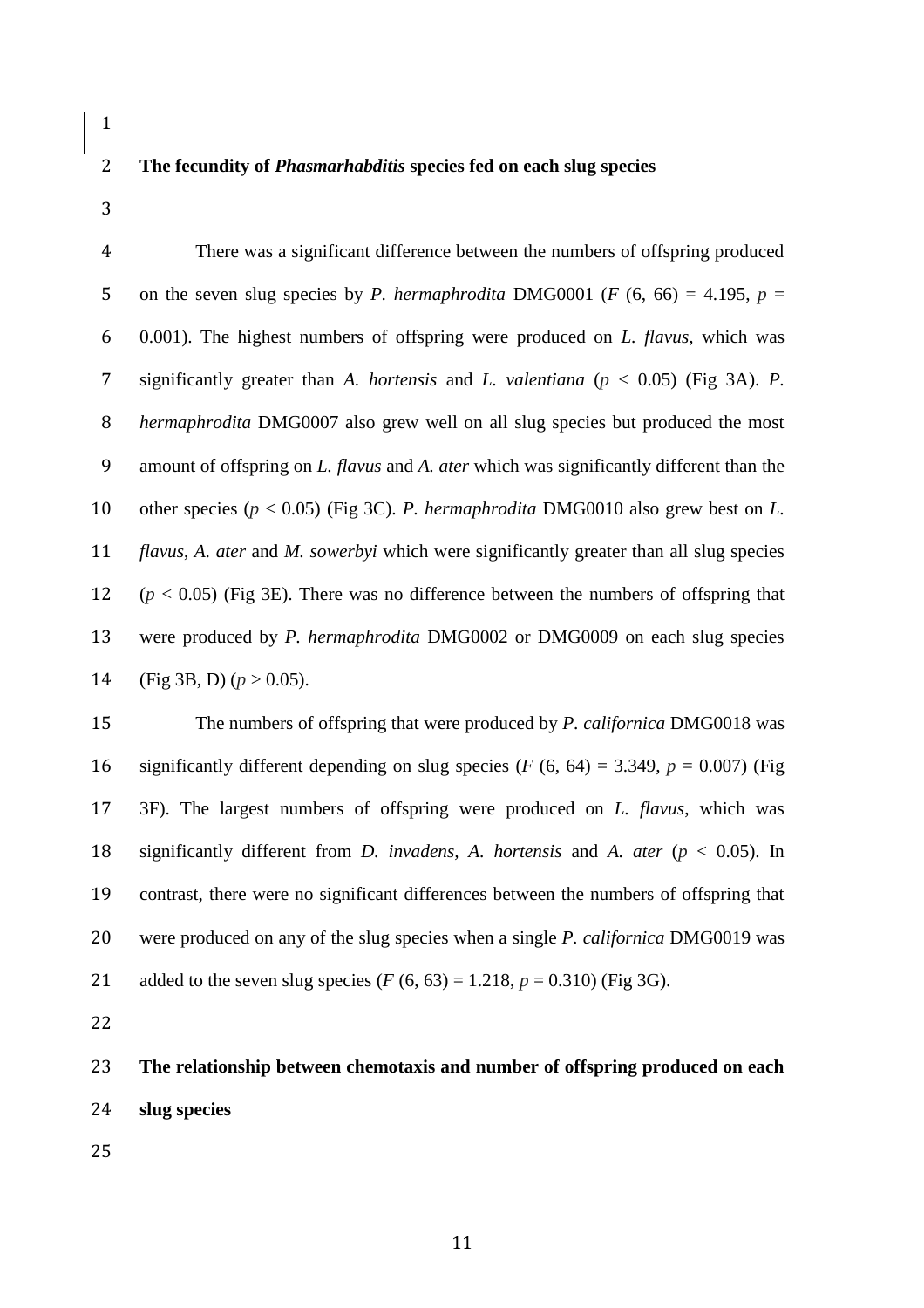## The fecundity of *Phasmarhabditis* species fed on each slug species

There was a significant difference between the numbers of offspring produced on the seven slug species by *P. hermaphrodita* DMG0001 ($F$ (6, 66) = 4.195, $p$ = 0.001). The highest numbers of offspring were produced on *L. flavus,* which was significantly greater than *A. hortensis* and *L. valentiana* ($p$ < 0.05) (Fig 3A). *P. hermaphrodita* DMG0007 also grew well on all slug species but produced the most amount of offspring on *L. flavus* and *A. ater* which was significantly different than the other species ($p$ < 0.05) (Fig 3C). *P. hermaphrodita* DMG0010 also grew best on *L. flavus*, *A. ater* and *M. sowerbyi* which were significantly greater than all slug species ($p$ < 0.05) (Fig 3E). There was no difference between the numbers of offspring that were produced by *P. hermaphrodita* DMG0002 or DMG0009 on each slug species (Fig 3B, D) ($p$ > 0.05).

The numbers of offspring that were produced by *P. californica* DMG0018 was significantly different depending on slug species ($F$ (6, 64) = 3.349, $p$ = 0.007) (Fig 3F). The largest numbers of offspring were produced on *L. flavus*, which was significantly different from *D. invadens, A. hortensis* and *A. ater* ($p$ < 0.05). In contrast, there were no significant differences between the numbers of offspring that were produced on any of the slug species when a single *P. californica* DMG0019 was added to the seven slug species ($F$ (6, 63) = 1.218, $p$ = 0.310) (Fig 3G).

## The relationship between chemotaxis and number of offspring produced on each slug species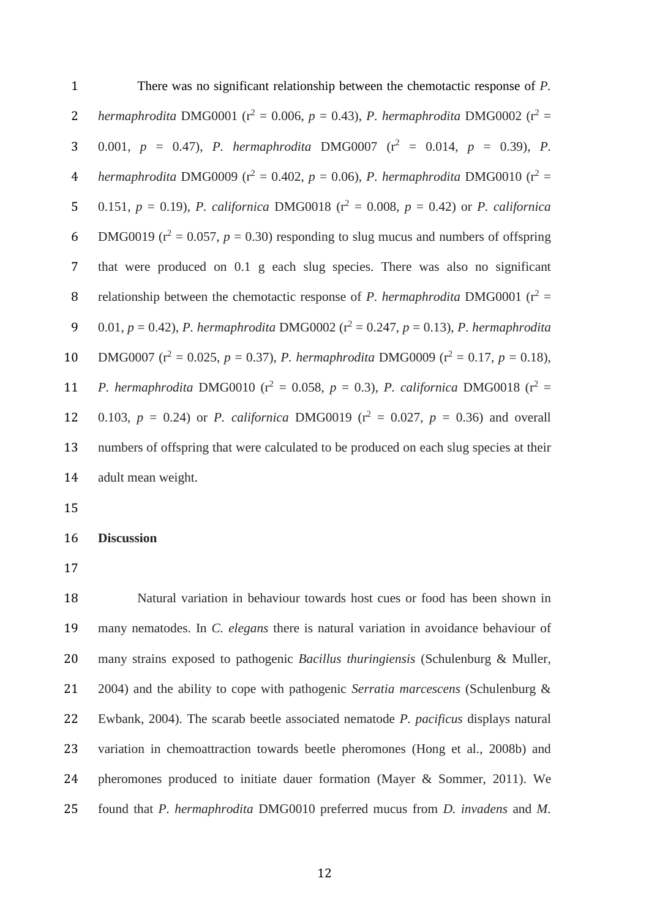There was no significant relationship between the chemotactic response of *P. hermaphrodita* DMG0001 ($r^2 = 0.006$, $p = 0.43$), *P. hermaphrodita* DMG0002 ($r^2 = 0.001$, $p = 0.47$), *P. hermaphrodita* DMG0007 ($r^2 = 0.014$, $p = 0.39$), *P. hermaphrodita* DMG0009 ($r^2 = 0.402$, $p = 0.06$), *P. hermaphrodita* DMG0010 ($r^2 = 0.151$, $p = 0.19$), *P. californica* DMG0018 ($r^2 = 0.008$, $p = 0.42$) or *P. californica* DMG0019 ($r^2 = 0.057$, $p = 0.30$) responding to slug mucus and numbers of offspring that were produced on 0.1 g each slug species. There was also no significant relationship between the chemotactic response of *P. hermaphrodita* DMG0001 ($r^2 = 0.01$, $p = 0.42$), *P. hermaphrodita* DMG0002 ($r^2 = 0.247$, $p = 0.13$), *P. hermaphrodita* DMG0007 ($r^2 = 0.025$, $p = 0.37$), *P. hermaphrodita* DMG0009 ($r^2 = 0.17$, $p = 0.18$), *P. hermaphrodita* DMG0010 ($r^2 = 0.058$, $p = 0.3$), *P. californica* DMG0018 ($r^2 = 0.103$, $p = 0.24$) or *P. californica* DMG0019 ($r^2 = 0.027$, $p = 0.36$) and overall numbers of offspring that were calculated to be produced on each slug species at their adult mean weight.

## Discussion

Natural variation in behaviour towards host cues or food has been shown in many nematodes. In *C. elegans* there is natural variation in avoidance behaviour of many strains exposed to pathogenic *Bacillus thuringiensis* (Schulenburg & Muller, 2004) and the ability to cope with pathogenic *Serratia marcescens* (Schulenburg & Ewbank, 2004). The scarab beetle associated nematode *P. pacificus* displays natural variation in chemoattraction towards beetle pheromones (Hong et al., 2008b) and pheromones produced to initiate dauer formation (Mayer & Sommer, 2011). We found that *P. hermaphrodita* DMG0010 preferred mucus from *D. invadens* and *M.*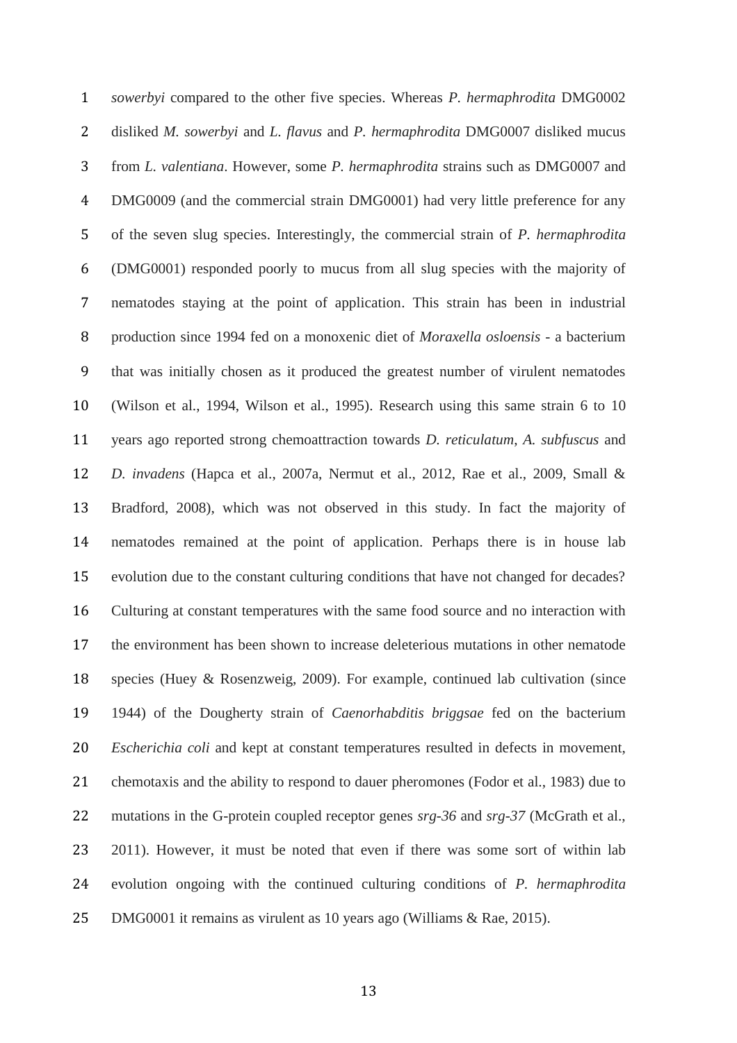*sowerbyi* compared to the other five species. Whereas *P. hermaphrodita* DMG0002 disliked *M. sowerbyi* and *L. flavus* and *P. hermaphrodita* DMG0007 disliked mucus from *L. valentiana*. However, some *P. hermaphrodita* strains such as DMG0007 and DMG0009 (and the commercial strain DMG0001) had very little preference for any of the seven slug species. Interestingly, the commercial strain of *P. hermaphrodita* (DMG0001) responded poorly to mucus from all slug species with the majority of nematodes staying at the point of application. This strain has been in industrial production since 1994 fed on a monoxenic diet of *Moraxella osloensis* - a bacterium that was initially chosen as it produced the greatest number of virulent nematodes (Wilson et al., 1994, Wilson et al., 1995). Research using this same strain 6 to 10 years ago reported strong chemoattraction towards *D. reticulatum*, *A. subfuscus* and *D. invadens* (Hapca et al., 2007a, Nermut et al., 2012, Rae et al., 2009, Small & Bradford, 2008), which was not observed in this study. In fact the majority of nematodes remained at the point of application. Perhaps there is in house lab evolution due to the constant culturing conditions that have not changed for decades? Culturing at constant temperatures with the same food source and no interaction with the environment has been shown to increase deleterious mutations in other nematode species (Huey & Rosenzweig, 2009). For example, continued lab cultivation (since 1944) of the Dougherty strain of *Caenorhabditis briggsae* fed on the bacterium *Escherichia coli* and kept at constant temperatures resulted in defects in movement, chemotaxis and the ability to respond to dauer pheromones (Fodor et al., 1983) due to mutations in the G-protein coupled receptor genes *srg-36* and *srg-37* (McGrath et al., 2011). However, it must be noted that even if there was some sort of within lab evolution ongoing with the continued culturing conditions of *P. hermaphrodita* DMG0001 it remains as virulent as 10 years ago (Williams & Rae, 2015).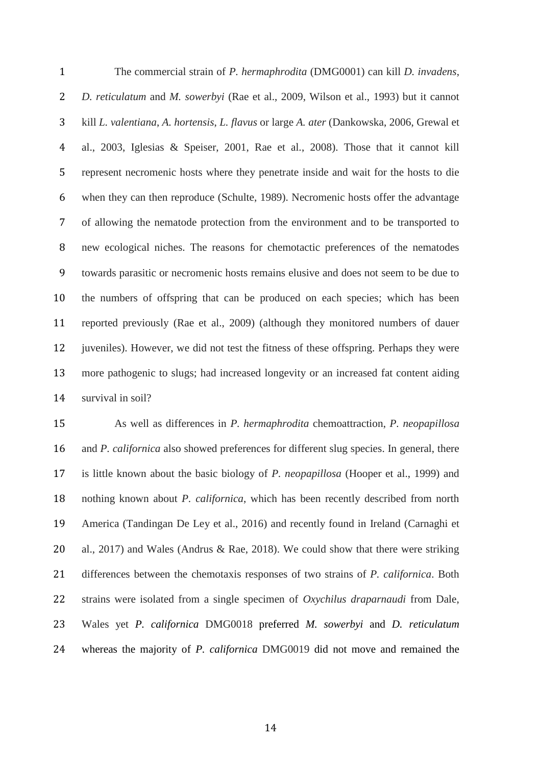The commercial strain of *P. hermaphrodita* (DMG0001) can kill *D. invadens*, *D. reticulatum* and *M. sowerbyi* (Rae et al., 2009, Wilson et al., 1993) but it cannot kill *L. valentiana*, *A. hortensis*, *L. flavus* or large *A. ater* (Dankowska, 2006, Grewal et al., 2003, Iglesias & Speiser, 2001, Rae et al., 2008). Those that it cannot kill represent necromenic hosts where they penetrate inside and wait for the hosts to die when they can then reproduce (Schulte, 1989). Necromenic hosts offer the advantage of allowing the nematode protection from the environment and to be transported to new ecological niches. The reasons for chemotactic preferences of the nematodes towards parasitic or necromenic hosts remains elusive and does not seem to be due to the numbers of offspring that can be produced on each species; which has been reported previously (Rae et al., 2009) (although they monitored numbers of dauer juveniles). However, we did not test the fitness of these offspring. Perhaps they were more pathogenic to slugs; had increased longevity or an increased fat content aiding survival in soil?

As well as differences in *P. hermaphrodita* chemoattraction, *P. neopapillosa* and *P. californica* also showed preferences for different slug species. In general, there is little known about the basic biology of *P. neopapillosa* (Hooper et al., 1999) and nothing known about *P. californica*, which has been recently described from north America (Tandingan De Ley et al., 2016) and recently found in Ireland (Carnaghi et al., 2017) and Wales (Andrus & Rae, 2018). We could show that there were striking differences between the chemotaxis responses of two strains of *P. californica*. Both strains were isolated from a single specimen of *Oxychilus draparnaudi* from Dale, Wales yet *P. californica* DMG0018 preferred *M. sowerbyi* and *D. reticulatum* whereas the majority of *P. californica* DMG0019 did not move and remained the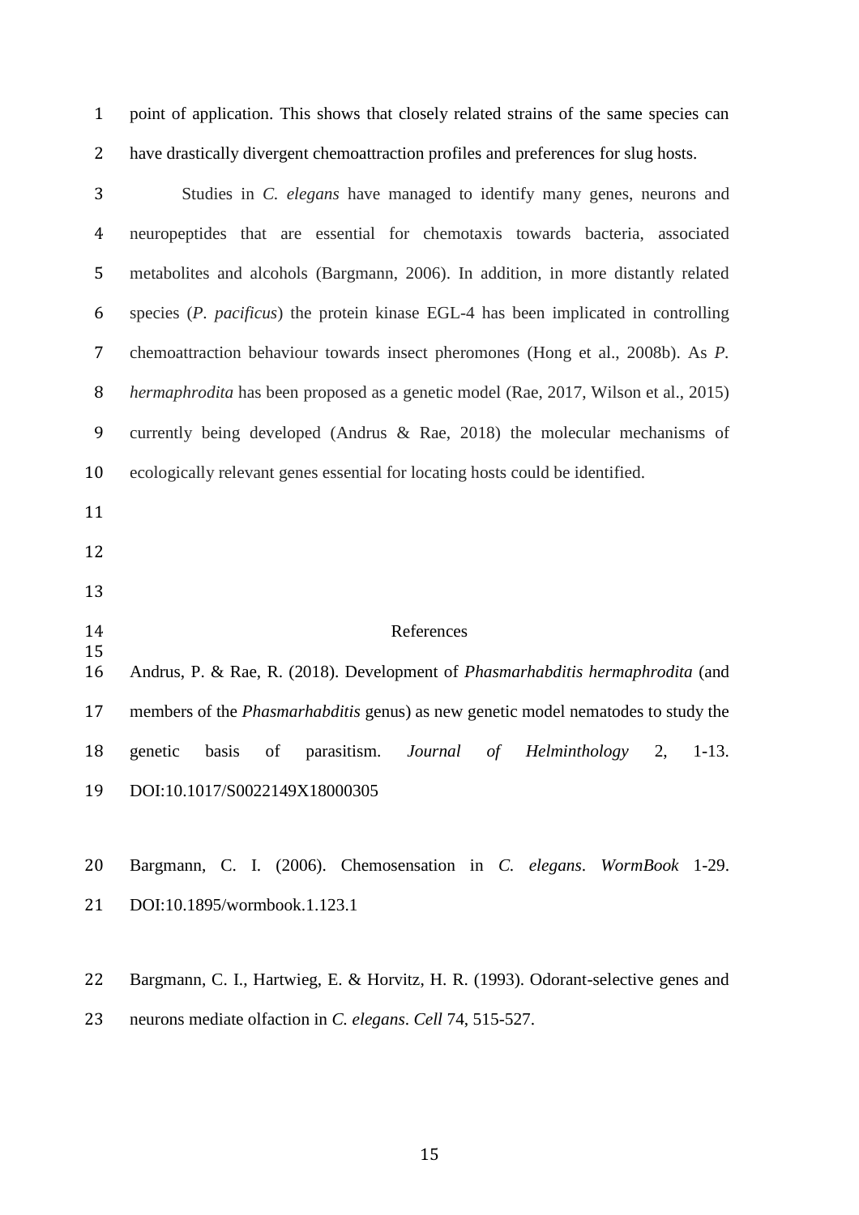point of application. This shows that closely related strains of the same species can have drastically divergent chemoattraction profiles and preferences for slug hosts.

Studies in *C. elegans* have managed to identify many genes, neurons and neuropeptides that are essential for chemotaxis towards bacteria, associated metabolites and alcohols (Bargmann, 2006). In addition, in more distantly related species (*P. pacificus*) the protein kinase EGL-4 has been implicated in controlling chemoattraction behaviour towards insect pheromones (Hong et al., 2008b). As *P. hermaphrodita* has been proposed as a genetic model (Rae, 2017, Wilson et al., 2015) currently being developed (Andrus & Rae, 2018) the molecular mechanisms of ecologically relevant genes essential for locating hosts could be identified.

## References

Andrus, P. & Rae, R. (2018). Development of *Phasmarhabditis hermaphrodita* (and members of the *Phasmarhabditis* genus) as new genetic model nematodes to study the genetic basis of parasitism. *Journal of Helminthology* 2, 1-13. DOI:10.1017/S0022149X18000305

Bargmann, C. I. (2006). Chemosensation in *C. elegans*. *WormBook* 1-29. DOI:10.1895/wormbook.1.123.1

Bargmann, C. I., Hartwieg, E. & Horvitz, H. R. (1993). Odorant-selective genes and neurons mediate olfaction in *C. elegans*. *Cell* 74, 515-527.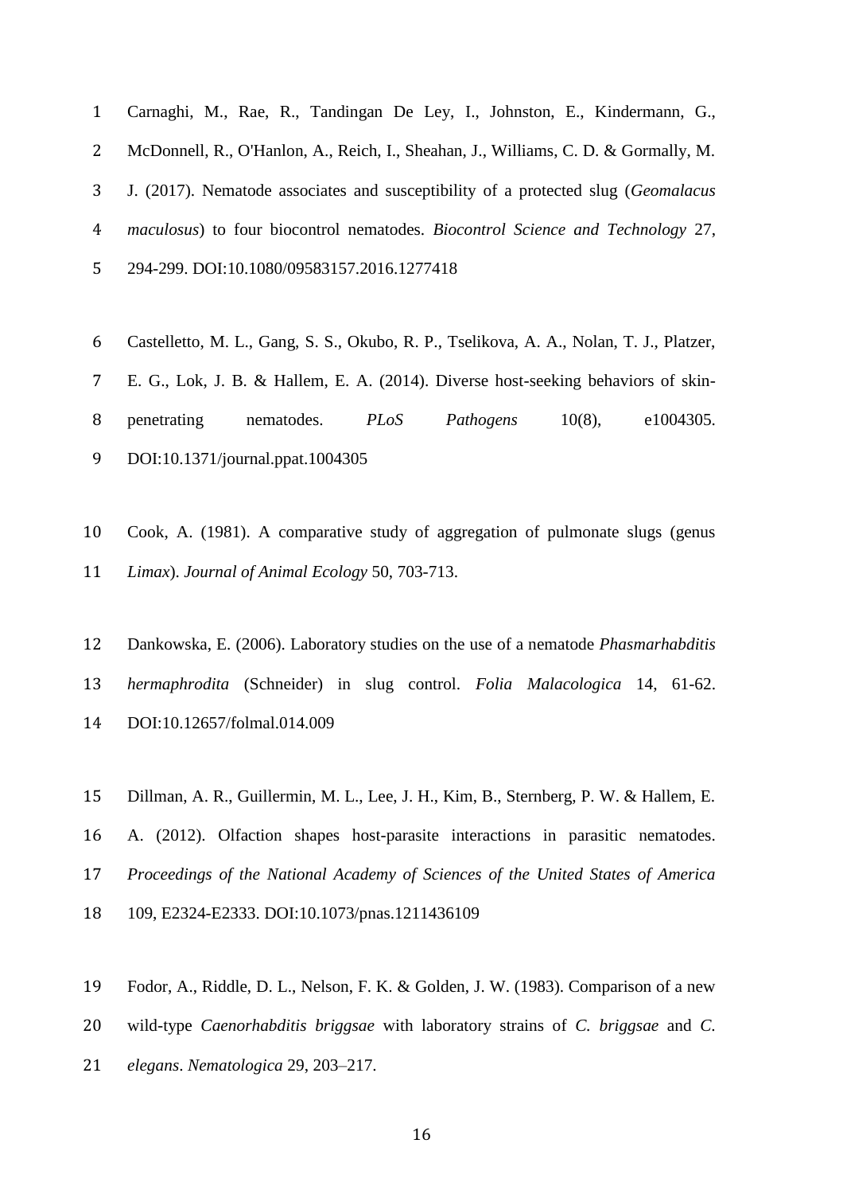Carnaghi, M., Rae, R., Tandingan De Ley, I., Johnston, E., Kindermann, G., McDonnell, R., O'Hanlon, A., Reich, I., Sheahan, J., Williams, C. D. & Gormally, M. J. (2017). Nematode associates and susceptibility of a protected slug (*Geomalacus maculosus*) to four biocontrol nematodes. *Biocontrol Science and Technology* 27, 294-299. DOI:10.1080/09583157.2016.1277418

Castelletto, M. L., Gang, S. S., Okubo, R. P., Tselikova, A. A., Nolan, T. J., Platzer, E. G., Lok, J. B. & Hallem, E. A. (2014). Diverse host-seeking behaviors of skin-penetrating nematodes. *PLoS Pathogens* 10(8), e1004305. DOI:10.1371/journal.ppat.1004305

Cook, A. (1981). A comparative study of aggregation of pulmonate slugs (genus *Limax*). *Journal of Animal Ecology* 50, 703-713.

Dankowska, E. (2006). Laboratory studies on the use of a nematode *Phasmarhabditis hermaphrodita* (Schneider) in slug control. *Folia Malacologica* 14, 61-62. DOI:10.12657/folmal.014.009

Dillman, A. R., Guillermin, M. L., Lee, J. H., Kim, B., Sternberg, P. W. & Hallem, E. A. (2012). Olfaction shapes host-parasite interactions in parasitic nematodes. *Proceedings of the National Academy of Sciences of the United States of America* 109, E2324-E2333. DOI:10.1073/pnas.1211436109

Fodor, A., Riddle, D. L., Nelson, F. K. & Golden, J. W. (1983). Comparison of a new wild-type *Caenorhabditis briggsae* with laboratory strains of *C. briggsae* and *C. elegans*. *Nematologica* 29, 203–217.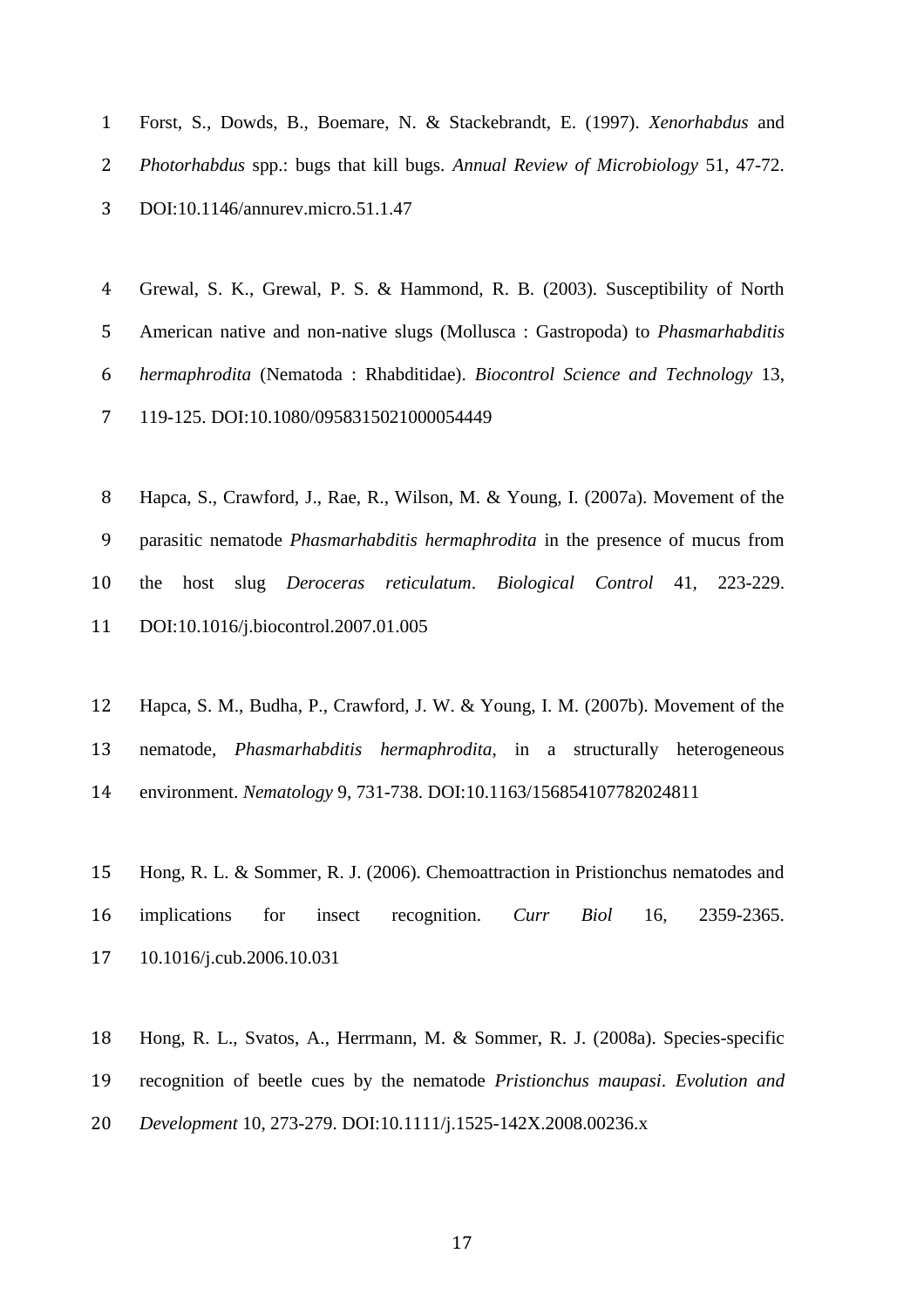Forst, S., Dowds, B., Boemare, N. & Stackebrandt, E. (1997). *Xenorhabdus* and *Photorhabdus* spp.: bugs that kill bugs. *Annual Review of Microbiology* 51, 47-72. DOI:10.1146/annurev.micro.51.1.47

Grewal, S. K., Grewal, P. S. & Hammond, R. B. (2003). Susceptibility of North American native and non-native slugs (Mollusca : Gastropoda) to *Phasmarhabditis hermaphrodita* (Nematoda : Rhabditidae). *Biocontrol Science and Technology* 13, 119-125. DOI:10.1080/0958315021000054449

Hapca, S., Crawford, J., Rae, R., Wilson, M. & Young, I. (2007a). Movement of the parasitic nematode *Phasmarhabditis hermaphrodita* in the presence of mucus from the host slug *Deroceras reticulatum*. *Biological Control* 41, 223-229. DOI:10.1016/j.biocontrol.2007.01.005

Hapca, S. M., Budha, P., Crawford, J. W. & Young, I. M. (2007b). Movement of the nematode, *Phasmarhabditis hermaphrodita*, in a structurally heterogeneous environment. *Nematology* 9, 731-738. DOI:10.1163/156854107782024811

Hong, R. L. & Sommer, R. J. (2006). Chemoattraction in Pristionchus nematodes and implications for insect recognition. *Curr Biol* 16, 2359-2365. 10.1016/j.cub.2006.10.031

Hong, R. L., Svatos, A., Herrmann, M. & Sommer, R. J. (2008a). Species-specific recognition of beetle cues by the nematode *Pristionchus maupasi*. *Evolution and Development* 10, 273-279. DOI:10.1111/j.1525-142X.2008.00236.x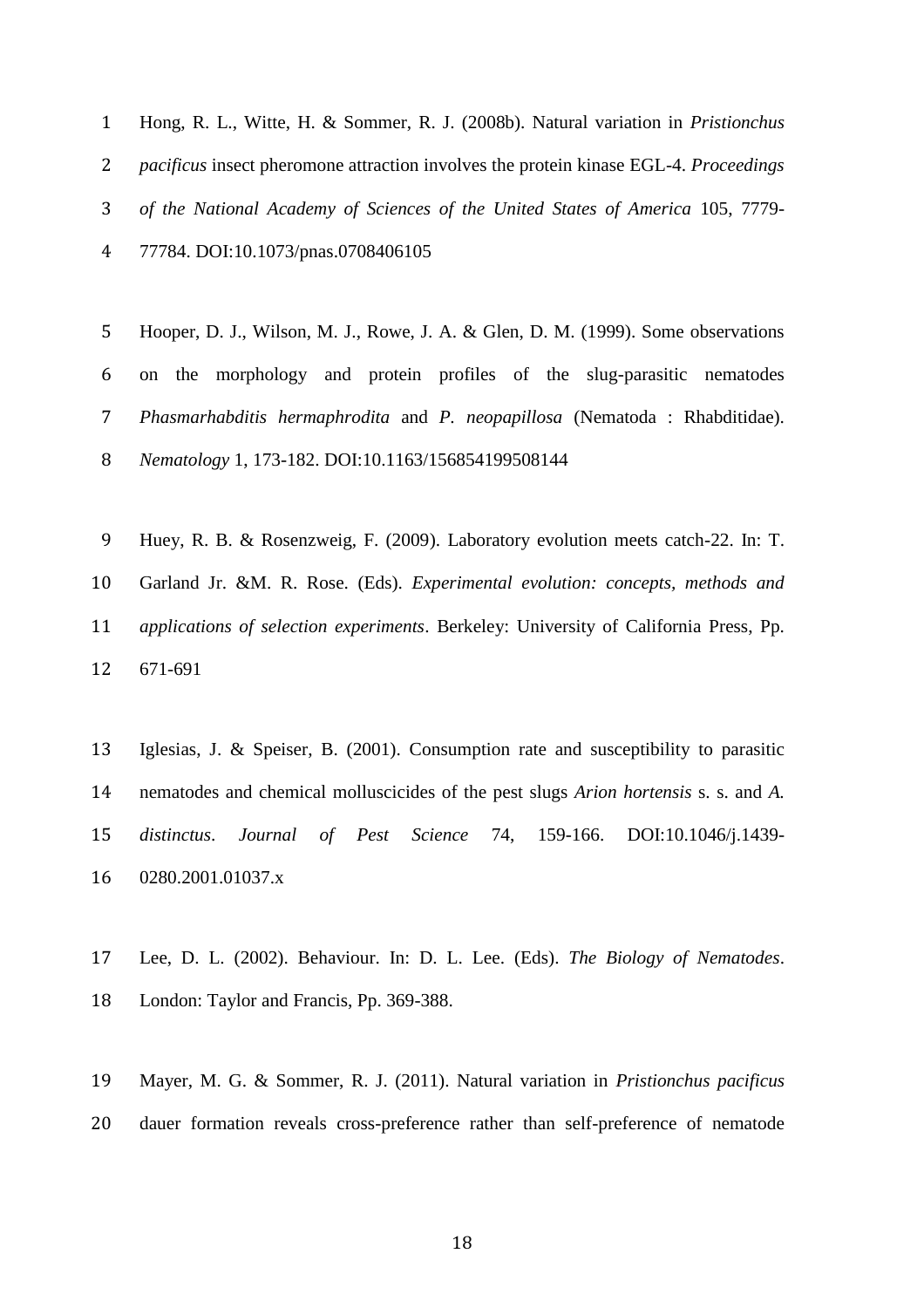Hong, R. L., Witte, H. & Sommer, R. J. (2008b). Natural variation in *Pristionchus pacificus* insect pheromone attraction involves the protein kinase EGL-4. *Proceedings of the National Academy of Sciences of the United States of America* 105, 7779-77784. DOI:10.1073/pnas.0708406105

Hooper, D. J., Wilson, M. J., Rowe, J. A. & Glen, D. M. (1999). Some observations on the morphology and protein profiles of the slug-parasitic nematodes *Phasmarhabditis hermaphrodita* and *P. neopapillosa* (Nematoda : Rhabditidae). *Nematology* 1, 173-182. DOI:10.1163/156854199508144

Huey, R. B. & Rosenzweig, F. (2009). Laboratory evolution meets catch-22. In: T. Garland Jr. &M. R. Rose. (Eds). *Experimental evolution: concepts, methods and applications of selection experiments*. Berkeley: University of California Press, Pp. 671-691

Iglesias, J. & Speiser, B. (2001). Consumption rate and susceptibility to parasitic nematodes and chemical molluscicides of the pest slugs *Arion hortensis* s. s. and *A. distinctus*. *Journal of Pest Science* 74, 159-166. DOI:10.1046/j.1439-0280.2001.01037.x

Lee, D. L. (2002). Behaviour. In: D. L. Lee. (Eds). *The Biology of Nematodes*. London: Taylor and Francis, Pp. 369-388.

Mayer, M. G. & Sommer, R. J. (2011). Natural variation in *Pristionchus pacificus* dauer formation reveals cross-preference rather than self-preference of nematode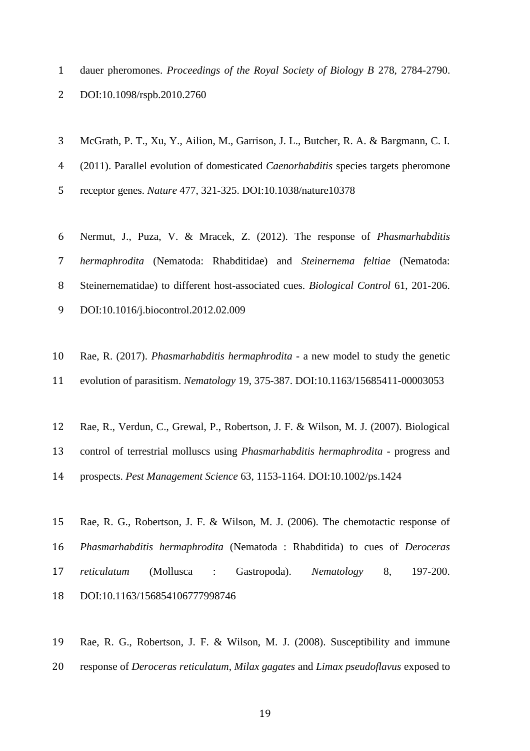dauer pheromones. *Proceedings of the Royal Society of Biology B* 278, 2784-2790. DOI:10.1098/rspb.2010.2760

McGrath, P. T., Xu, Y., Ailion, M., Garrison, J. L., Butcher, R. A. & Bargmann, C. I. (2011). Parallel evolution of domesticated *Caenorhabditis* species targets pheromone receptor genes. *Nature* 477, 321-325. DOI:10.1038/nature10378

Nermut, J., Puza, V. & Mracek, Z. (2012). The response of *Phasmarhabditis hermaphrodita* (Nematoda: Rhabditidae) and *Steinernema feltiae* (Nematoda: Steinernematidae) to different host-associated cues. *Biological Control* 61, 201-206. DOI:10.1016/j.biocontrol.2012.02.009

Rae, R. (2017). *Phasmarhabditis hermaphrodita* - a new model to study the genetic evolution of parasitism. *Nematology* 19, 375-387. DOI:10.1163/15685411-00003053

Rae, R., Verdun, C., Grewal, P., Robertson, J. F. & Wilson, M. J. (2007). Biological control of terrestrial molluscs using *Phasmarhabditis hermaphrodita* - progress and prospects. *Pest Management Science* 63, 1153-1164. DOI:10.1002/ps.1424

Rae, R. G., Robertson, J. F. & Wilson, M. J. (2006). The chemotactic response of *Phasmarhabditis hermaphrodita* (Nematoda : Rhabditida) to cues of *Deroceras reticulatum* (Mollusca : Gastropoda). *Nematology* 8, 197-200. DOI:10.1163/156854106777998746

Rae, R. G., Robertson, J. F. & Wilson, M. J. (2008). Susceptibility and immune response of *Deroceras reticulatum*, *Milax gagates* and *Limax pseudoflavus* exposed to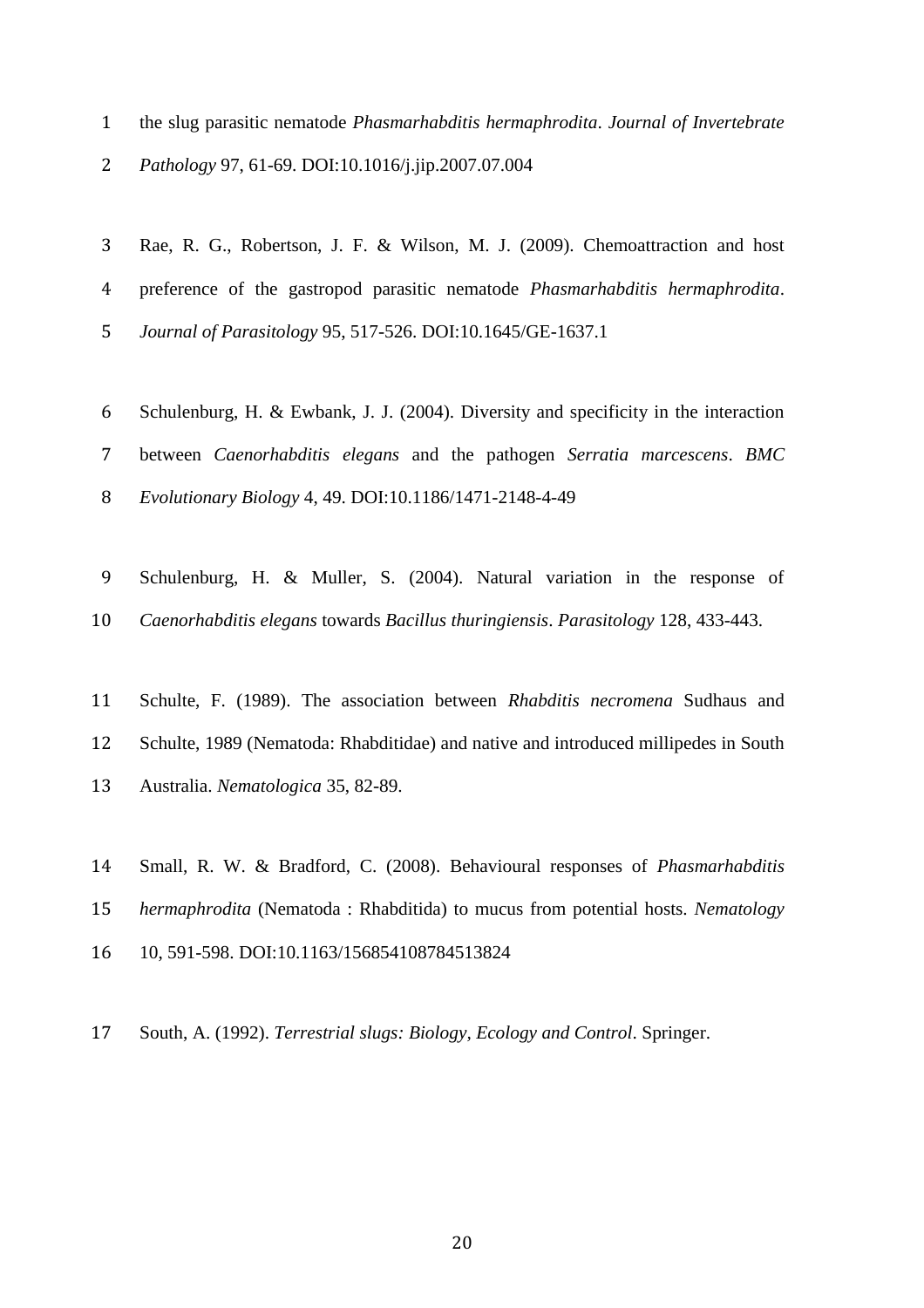the slug parasitic nematode *Phasmarhabditis hermaphrodita*. *Journal of Invertebrate Pathology* 97, 61-69. DOI:10.1016/j.jip.2007.07.004

Rae, R. G., Robertson, J. F. & Wilson, M. J. (2009). Chemoattraction and host preference of the gastropod parasitic nematode *Phasmarhabditis hermaphrodita*. *Journal of Parasitology* 95, 517-526. DOI:10.1645/GE-1637.1

Schulenburg, H. & Ewbank, J. J. (2004). Diversity and specificity in the interaction between *Caenorhabditis elegans* and the pathogen *Serratia marcescens*. *BMC Evolutionary Biology* 4, 49. DOI:10.1186/1471-2148-4-49

Schulenburg, H. & Muller, S. (2004). Natural variation in the response of *Caenorhabditis elegans* towards *Bacillus thuringiensis*. *Parasitology* 128, 433-443.

Schulte, F. (1989). The association between *Rhabditis necromena* Sudhaus and Schulte, 1989 (Nematoda: Rhabditidae) and native and introduced millipedes in South Australia. *Nematologica* 35, 82-89.

Small, R. W. & Bradford, C. (2008). Behavioural responses of *Phasmarhabditis hermaphrodita* (Nematoda : Rhabditida) to mucus from potential hosts. *Nematology* 10, 591-598. DOI:10.1163/156854108784513824

South, A. (1992). *Terrestrial slugs: Biology, Ecology and Control*. Springer.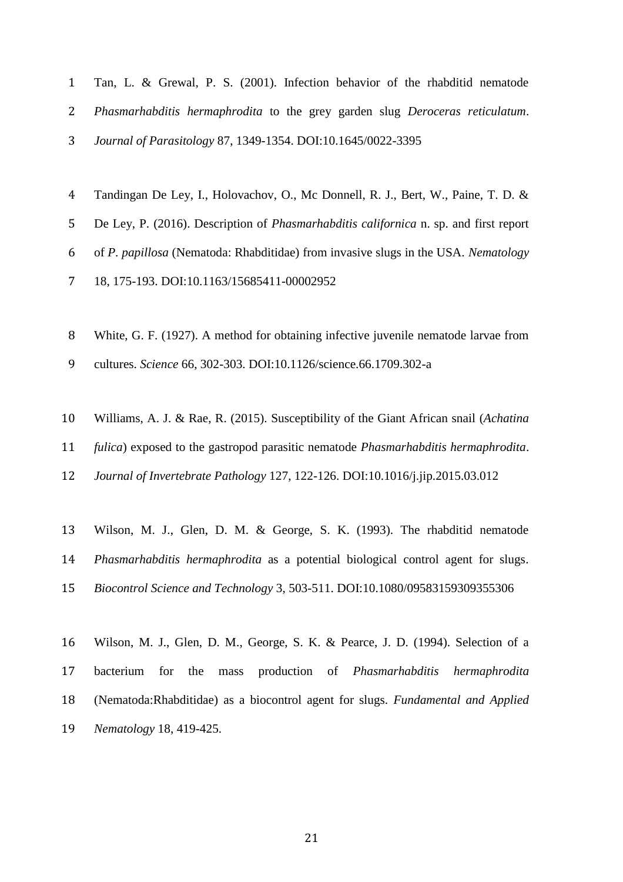Tan, L. & Grewal, P. S. (2001). Infection behavior of the rhabditid nematode *Phasmarhabditis hermaphrodita* to the grey garden slug *Deroceras reticulatum*. *Journal of Parasitology* 87, 1349-1354. DOI:10.1645/0022-3395

Tandingan De Ley, I., Holovachov, O., Mc Donnell, R. J., Bert, W., Paine, T. D. & De Ley, P. (2016). Description of *Phasmarhabditis californica* n. sp. and first report of *P. papillosa* (Nematoda: Rhabditidae) from invasive slugs in the USA. *Nematology* 18, 175-193. DOI:10.1163/15685411-00002952

White, G. F. (1927). A method for obtaining infective juvenile nematode larvae from cultures. *Science* 66, 302-303. DOI:10.1126/science.66.1709.302-a

Williams, A. J. & Rae, R. (2015). Susceptibility of the Giant African snail (*Achatina fulica*) exposed to the gastropod parasitic nematode *Phasmarhabditis hermaphrodita*. *Journal of Invertebrate Pathology* 127, 122-126. DOI:10.1016/j.jip.2015.03.012

Wilson, M. J., Glen, D. M. & George, S. K. (1993). The rhabditid nematode *Phasmarhabditis hermaphrodita* as a potential biological control agent for slugs. *Biocontrol Science and Technology* 3, 503-511. DOI:10.1080/09583159309355306

Wilson, M. J., Glen, D. M., George, S. K. & Pearce, J. D. (1994). Selection of a bacterium for the mass production of *Phasmarhabditis hermaphrodita* (Nematoda:Rhabditidae) as a biocontrol agent for slugs. *Fundamental and Applied Nematology* 18, 419-425.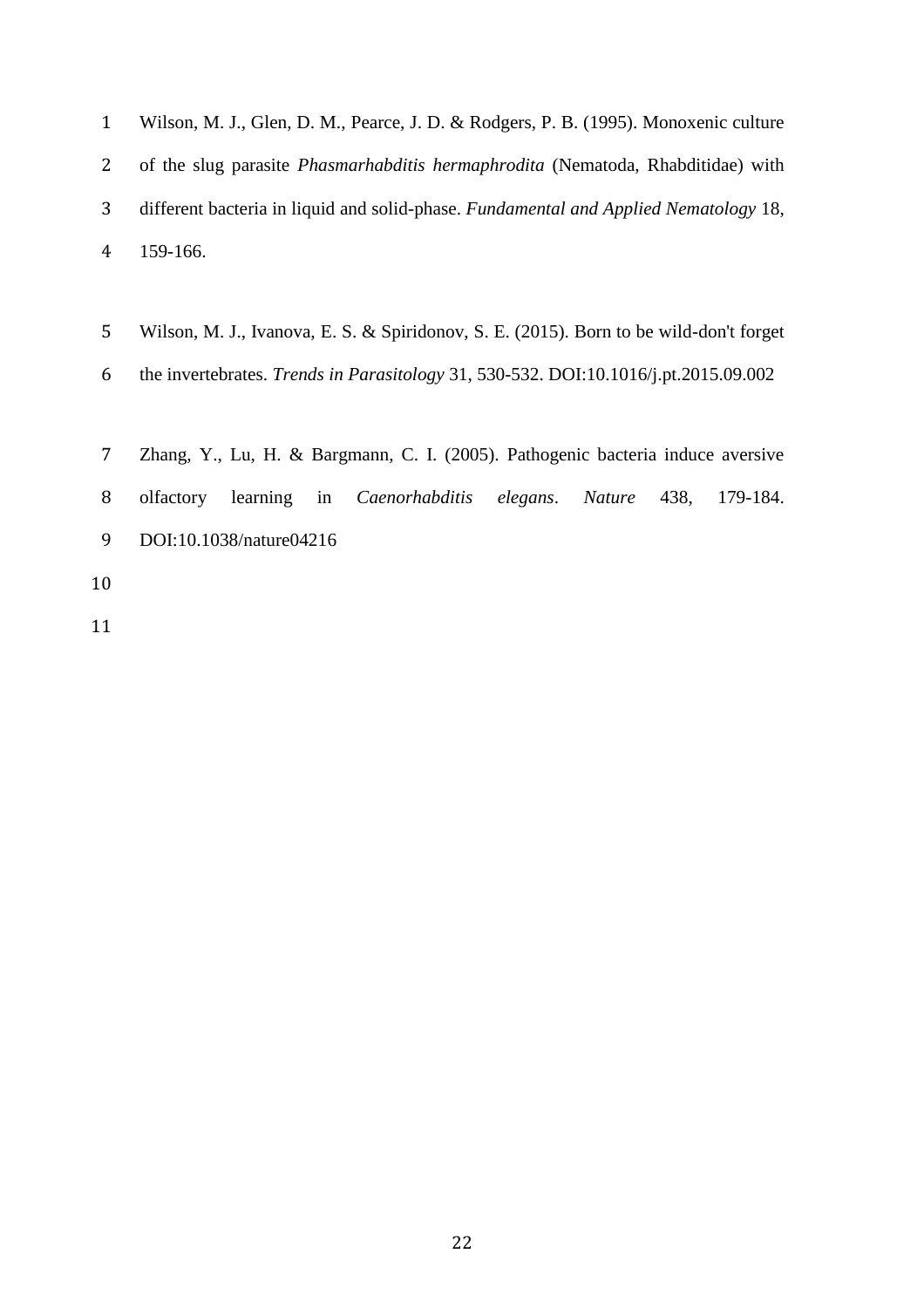Wilson, M. J., Glen, D. M., Pearce, J. D. & Rodgers, P. B. (1995). Monoxenic culture of the slug parasite *Phasmarhabditis hermaphrodita* (Nematoda, Rhabditidae) with different bacteria in liquid and solid-phase. *Fundamental and Applied Nematology* 18, 159-166.

Wilson, M. J., Ivanova, E. S. & Spiridonov, S. E. (2015). Born to be wild-don't forget the invertebrates. *Trends in Parasitology* 31, 530-532. DOI:10.1016/j.pt.2015.09.002

Zhang, Y., Lu, H. & Bargmann, C. I. (2005). Pathogenic bacteria induce aversive olfactory learning in *Caenorhabditis elegans*. *Nature* 438, 179-184. DOI:10.1038/nature04216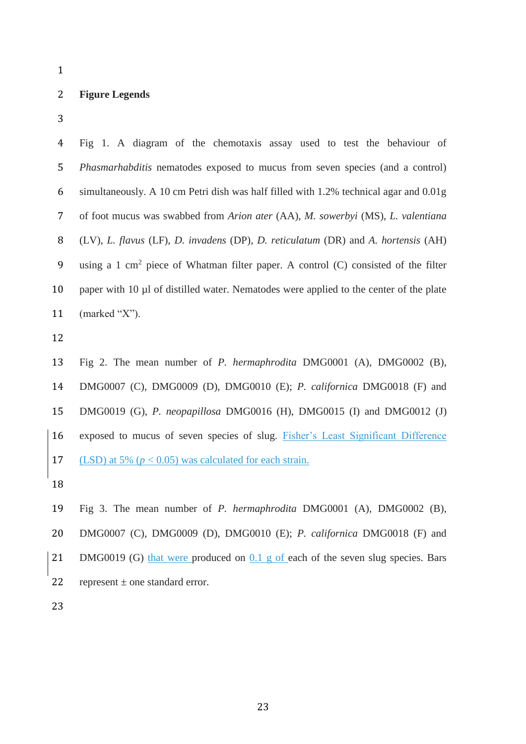## Figure Legends

Fig 1. A diagram of the chemotaxis assay used to test the behaviour of *Phasmarhabditis* nematodes exposed to mucus from seven species (and a control) simultaneously. A 10 cm Petri dish was half filled with 1.2% technical agar and 0.01g of foot mucus was swabbed from *Arion ater* (AA), *M. sowerbyi* (MS), *L. valentiana* (LV), *L. flavus* (LF), *D. invadens* (DP), *D. reticulatum* (DR) and *A. hortensis* (AH) using a 1 $cm^2$ piece of Whatman filter paper. A control (C) consisted of the filter paper with 10 µl of distilled water. Nematodes were applied to the center of the plate (marked "X").

Fig 2. The mean number of *P. hermaphrodita* DMG0001 (A), DMG0002 (B), DMG0007 (C), DMG0009 (D), DMG0010 (E); *P. californica* DMG0018 (F) and DMG0019 (G), *P. neopapillosa* DMG0016 (H), DMG0015 (I) and DMG0012 (J) exposed to mucus of seven species of slug. Fisher's Least Significant Difference (LSD) at 5% ($p < 0.05$) was calculated for each strain.

Fig 3. The mean number of *P. hermaphrodita* DMG0001 (A), DMG0002 (B), DMG0007 (C), DMG0009 (D), DMG0010 (E); *P. californica* DMG0018 (F) and DMG0019 (G) that were produced on 0.1 g of each of the seven slug species. Bars represent ± one standard error.